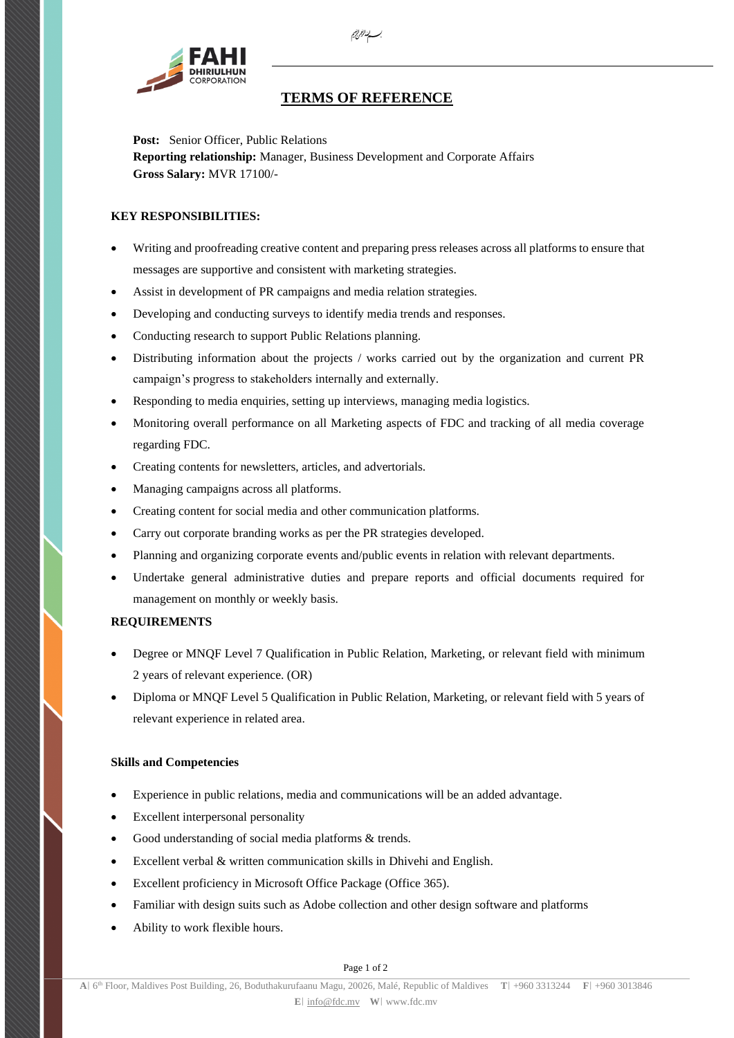بسم الله الرحمن الرحيم

# TERMS OF REFERENCE

**Post:** Senior Officer, Public Relations
**Reporting relationship:** Manager, Business Development and Corporate Affairs
**Gross Salary:** MVR 17100/-

## KEY RESPONSIBILITIES:

- Writing and proofreading creative content and preparing press releases across all platforms to ensure that messages are supportive and consistent with marketing strategies.
- Assist in development of PR campaigns and media relation strategies.
- Developing and conducting surveys to identify media trends and responses.
- Conducting research to support Public Relations planning.
- Distributing information about the projects / works carried out by the organization and current PR campaign's progress to stakeholders internally and externally.
- Responding to media enquiries, setting up interviews, managing media logistics.
- Monitoring overall performance on all Marketing aspects of FDC and tracking of all media coverage regarding FDC.
- Creating contents for newsletters, articles, and advertorials.
- Managing campaigns across all platforms.
- Creating content for social media and other communication platforms.
- Carry out corporate branding works as per the PR strategies developed.
- Planning and organizing corporate events and/public events in relation with relevant departments.
- Undertake general administrative duties and prepare reports and official documents required for management on monthly or weekly basis.

## REQUIREMENTS

- Degree or MNQF Level 7 Qualification in Public Relation, Marketing, or relevant field with minimum 2 years of relevant experience. (OR)
- Diploma or MNQF Level 5 Qualification in Public Relation, Marketing, or relevant field with 5 years of relevant experience in related area.

### Skills and Competencies

- Experience in public relations, media and communications will be an added advantage.
- Excellent interpersonal personality
- Good understanding of social media platforms & trends.
- Excellent verbal & written communication skills in Dhivehi and English.
- Excellent proficiency in Microsoft Office Package (Office 365).
- Familiar with design suits such as Adobe collection and other design software and platforms
- Ability to work flexible hours.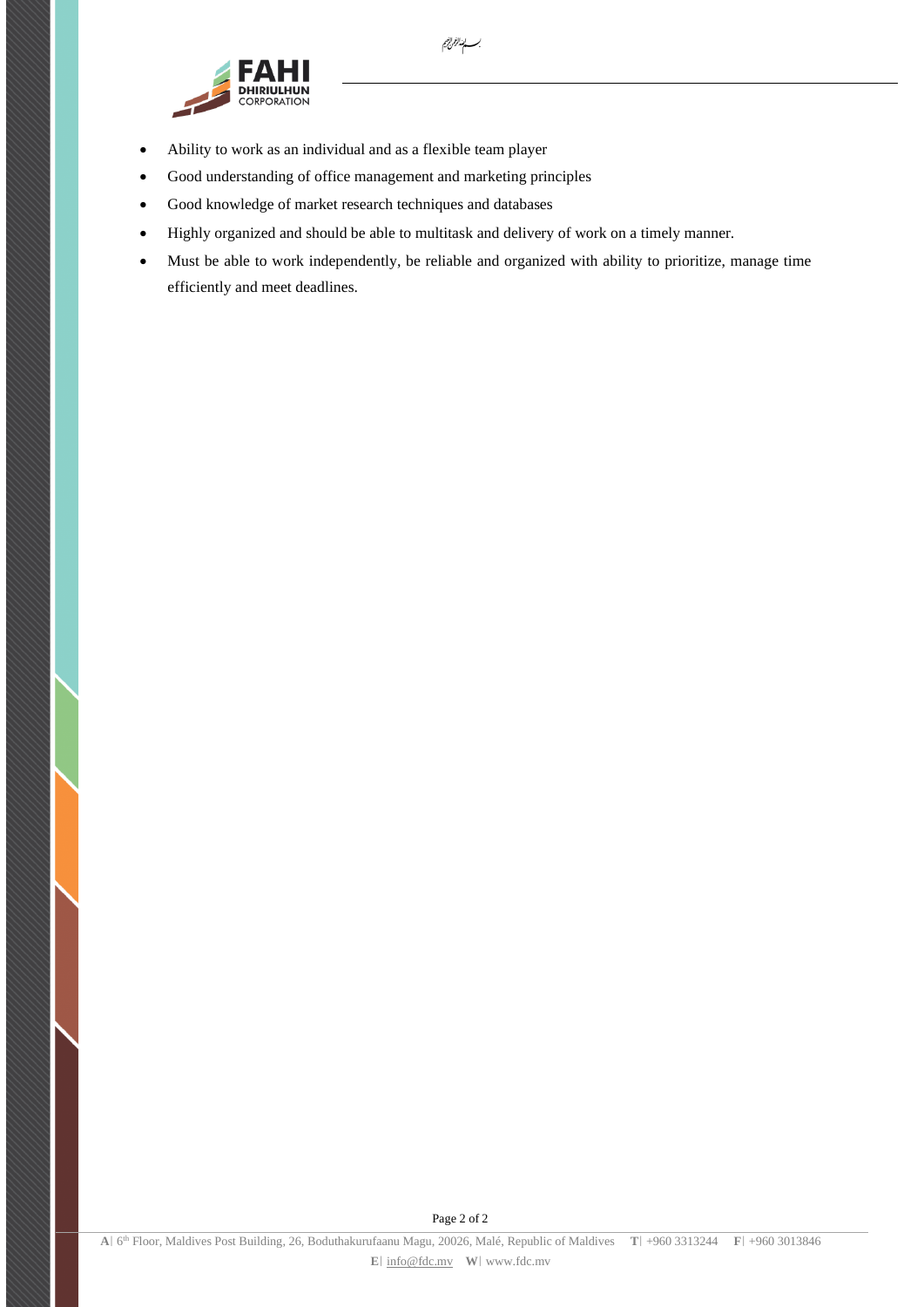- Ability to work as an individual and as a flexible team player
- Good understanding of office management and marketing principles
- Good knowledge of market research techniques and databases
- Highly organized and should be able to multitask and delivery of work on a timely manner.
- Must be able to work independently, be reliable and organized with ability to prioritize, manage time efficiently and meet deadlines.